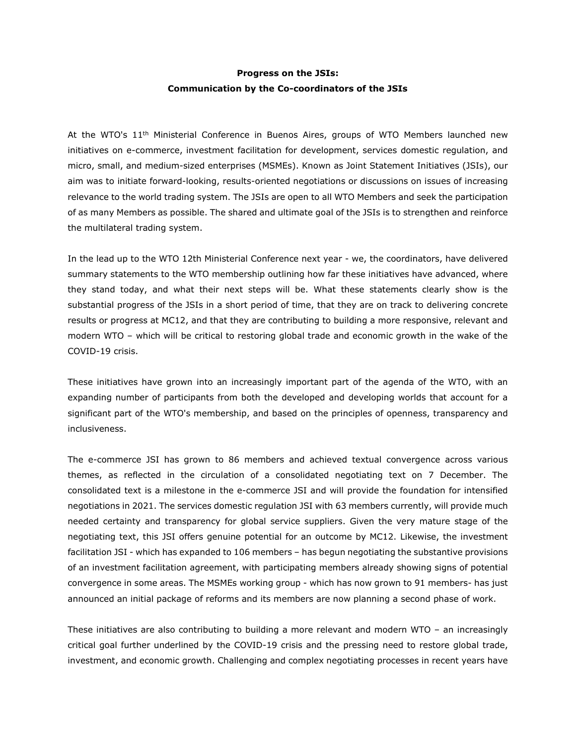**Progress on the JSIs:**
**Communication by the Co-coordinators of the JSIs**

At the WTO's 11th Ministerial Conference in Buenos Aires, groups of WTO Members launched new initiatives on e-commerce, investment facilitation for development, services domestic regulation, and micro, small, and medium-sized enterprises (MSMEs). Known as Joint Statement Initiatives (JSIs), our aim was to initiate forward-looking, results-oriented negotiations or discussions on issues of increasing relevance to the world trading system. The JSIs are open to all WTO Members and seek the participation of as many Members as possible. The shared and ultimate goal of the JSIs is to strengthen and reinforce the multilateral trading system.

In the lead up to the WTO 12th Ministerial Conference next year - we, the coordinators, have delivered summary statements to the WTO membership outlining how far these initiatives have advanced, where they stand today, and what their next steps will be. What these statements clearly show is the substantial progress of the JSIs in a short period of time, that they are on track to delivering concrete results or progress at MC12, and that they are contributing to building a more responsive, relevant and modern WTO – which will be critical to restoring global trade and economic growth in the wake of the COVID-19 crisis.

These initiatives have grown into an increasingly important part of the agenda of the WTO, with an expanding number of participants from both the developed and developing worlds that account for a significant part of the WTO's membership, and based on the principles of openness, transparency and inclusiveness.

The e-commerce JSI has grown to 86 members and achieved textual convergence across various themes, as reflected in the circulation of a consolidated negotiating text on 7 December. The consolidated text is a milestone in the e-commerce JSI and will provide the foundation for intensified negotiations in 2021. The services domestic regulation JSI with 63 members currently, will provide much needed certainty and transparency for global service suppliers. Given the very mature stage of the negotiating text, this JSI offers genuine potential for an outcome by MC12. Likewise, the investment facilitation JSI - which has expanded to 106 members – has begun negotiating the substantive provisions of an investment facilitation agreement, with participating members already showing signs of potential convergence in some areas. The MSMEs working group - which has now grown to 91 members- has just announced an initial package of reforms and its members are now planning a second phase of work.

These initiatives are also contributing to building a more relevant and modern WTO – an increasingly critical goal further underlined by the COVID-19 crisis and the pressing need to restore global trade, investment, and economic growth. Challenging and complex negotiating processes in recent years have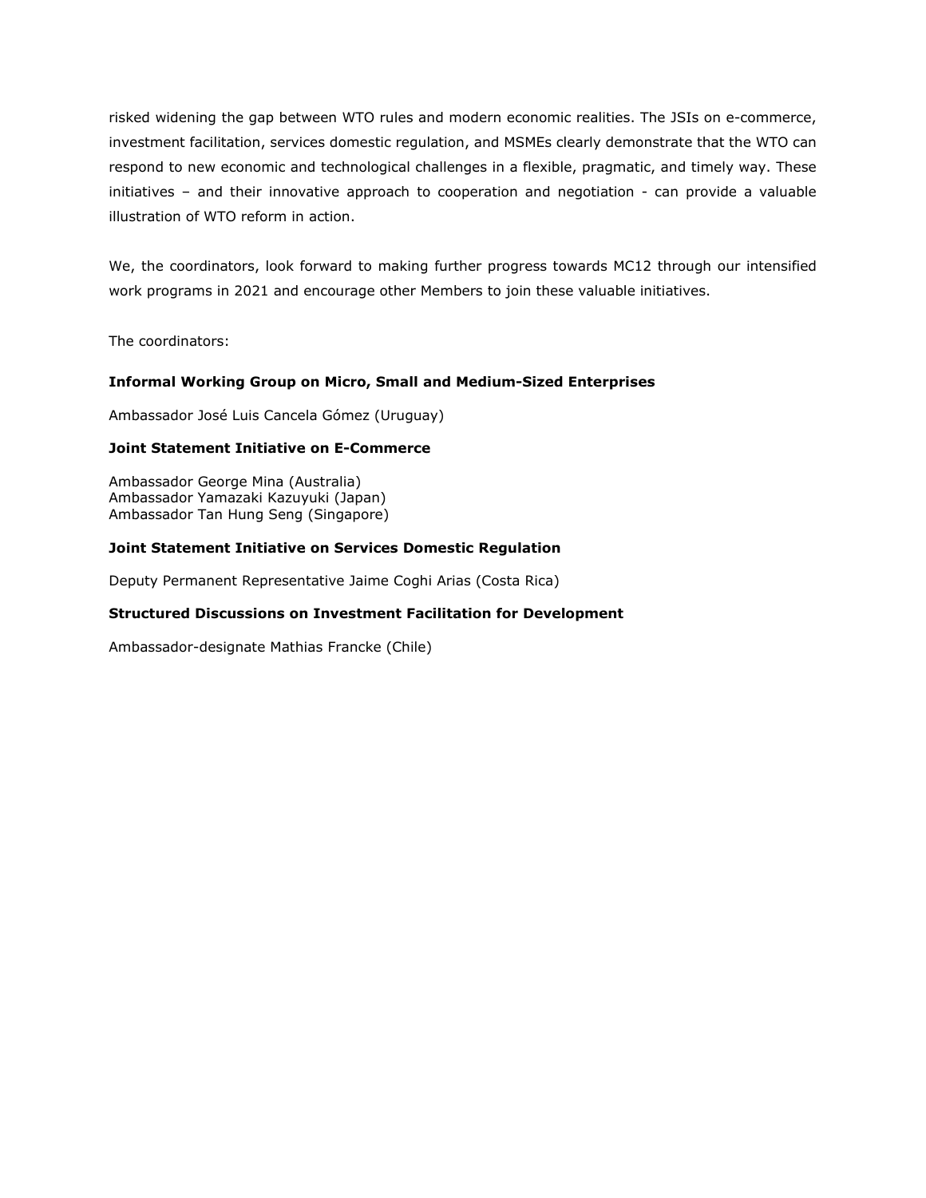risked widening the gap between WTO rules and modern economic realities. The JSIs on e-commerce, investment facilitation, services domestic regulation, and MSMEs clearly demonstrate that the WTO can respond to new economic and technological challenges in a flexible, pragmatic, and timely way. These initiatives – and their innovative approach to cooperation and negotiation - can provide a valuable illustration of WTO reform in action.

We, the coordinators, look forward to making further progress towards MC12 through our intensified work programs in 2021 and encourage other Members to join these valuable initiatives.

The coordinators:

**Informal Working Group on Micro, Small and Medium-Sized Enterprises**

Ambassador José Luis Cancela Gómez (Uruguay)

**Joint Statement Initiative on E-Commerce**

Ambassador George Mina (Australia)
Ambassador Yamazaki Kazuyuki (Japan)
Ambassador Tan Hung Seng (Singapore)

**Joint Statement Initiative on Services Domestic Regulation**

Deputy Permanent Representative Jaime Coghi Arias (Costa Rica)

**Structured Discussions on Investment Facilitation for Development**

Ambassador-designate Mathias Francke (Chile)